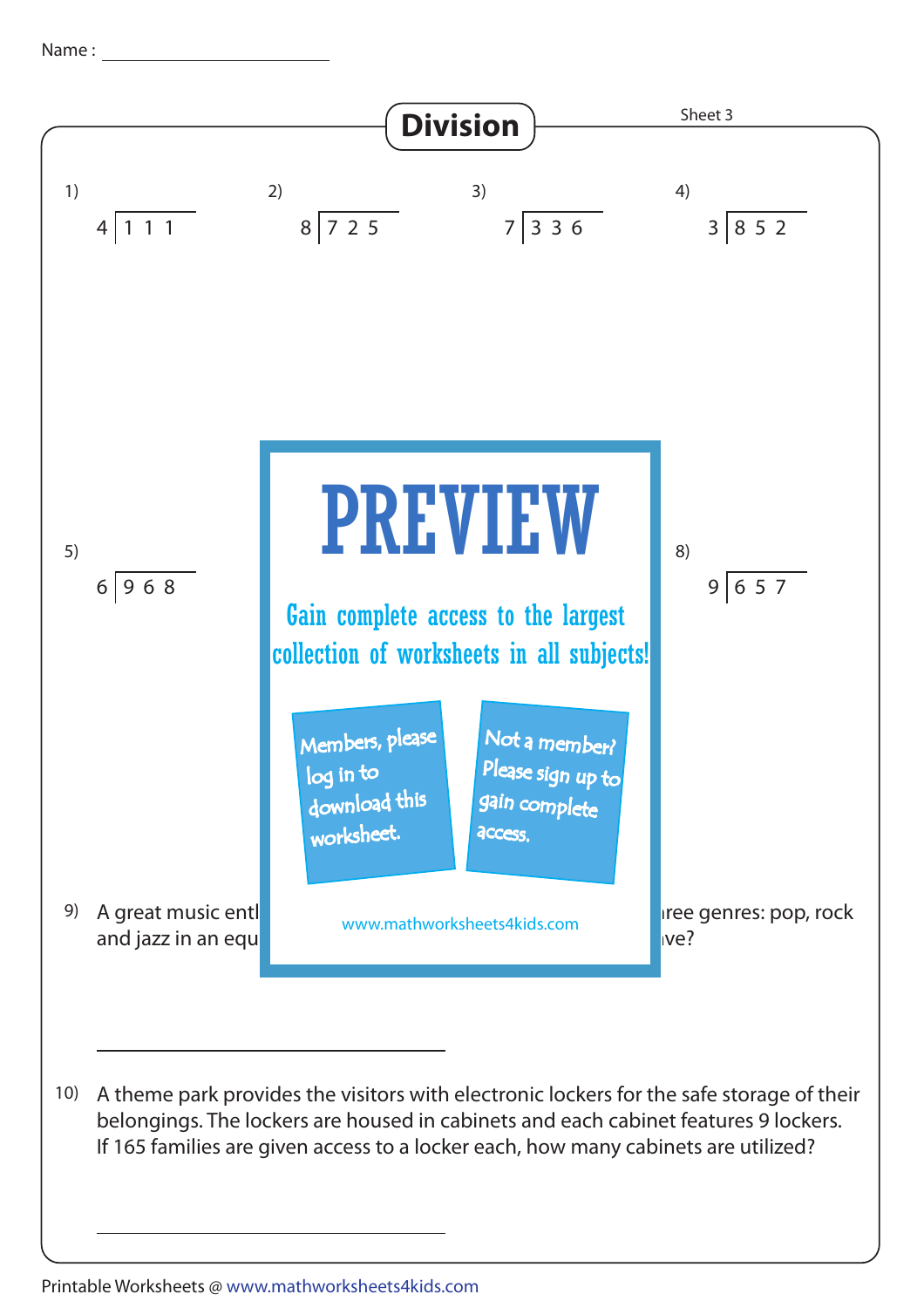Name : ______________________

# Division

Sheet 3

1) $4 \overline{)111}$

2) $8 \overline{)725}$

3) $7 \overline{)336}$

4) $3 \overline{)852}$

5) $6 \overline{)968}$

8) $9 \overline{)657}$

PREVIEW

Gain complete access to the largest collection of worksheets in all subjects!

Members, please log in to download this worksheet.

Not a member? Please sign up to gain complete access.

www.mathworksheets4kids.com

9) A great music entl ... ree genres: pop, rock and jazz in an equ ... ve?

______________________

10) A theme park provides the visitors with electronic lockers for the safe storage of their belongings. The lockers are housed in cabinets and each cabinet features 9 lockers. If 165 families are given access to a locker each, how many cabinets are utilized?

______________________

Printable Worksheets @ www.mathworksheets4kids.com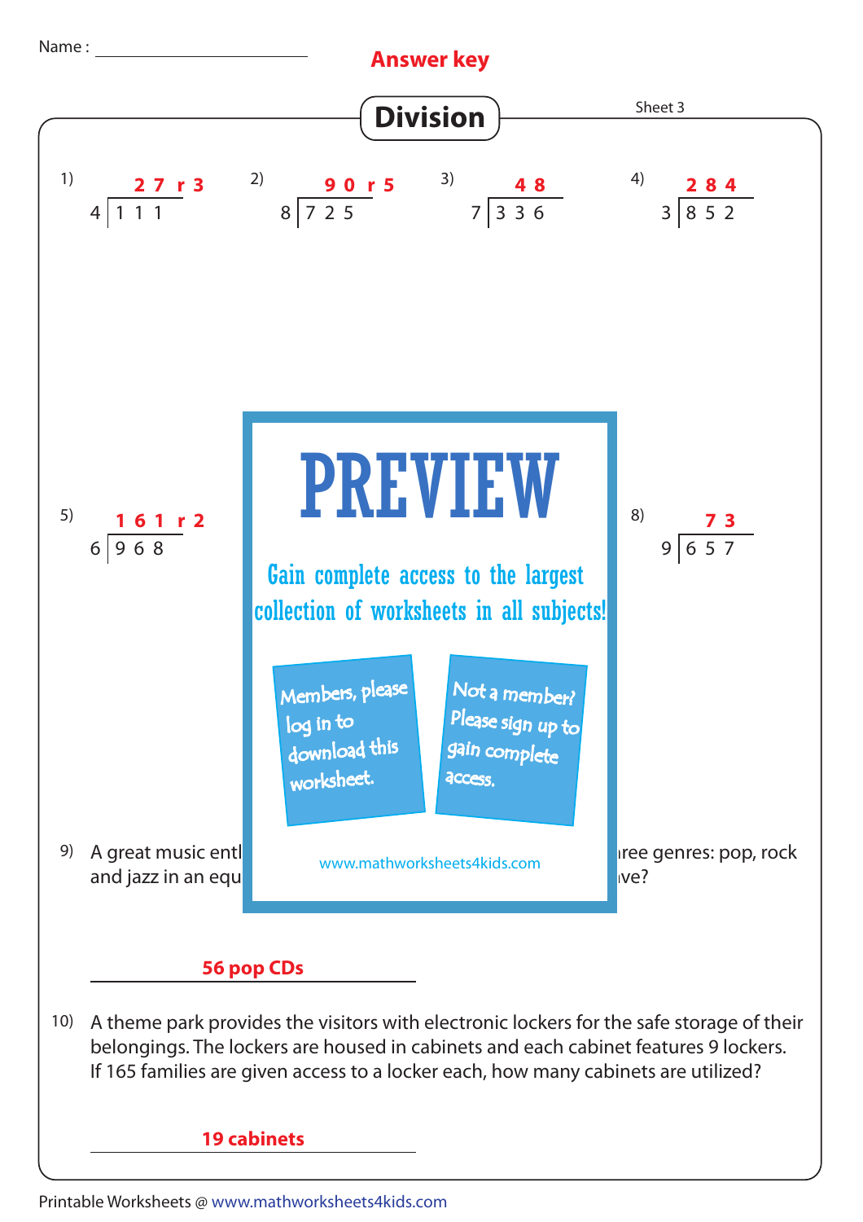Name : ____________________

**Answer key**

# Division

Sheet 3

1) $111 \div 4$ = **27 r 3**

2) $725 \div 8$ = **90 r 5**

3) $336 \div 7$ = **48**

4) $852 \div 3$ = **284**

5) $968 \div 6$ = **161 r 2**

**PREVIEW**

Gain complete access to the largest collection of worksheets in all subjects!

Members, please log in to download this worksheet.

Not a member? Please sign up to gain complete access.

www.mathworksheets4kids.com

8) $657 \div 9$ = **73**

9) A great music entl … ree genres: pop, rock and jazz in an equ … ve?

**56 pop CDs**

10) A theme park provides the visitors with electronic lockers for the safe storage of their belongings. The lockers are housed in cabinets and each cabinet features 9 lockers. If 165 families are given access to a locker each, how many cabinets are utilized?

**19 cabinets**